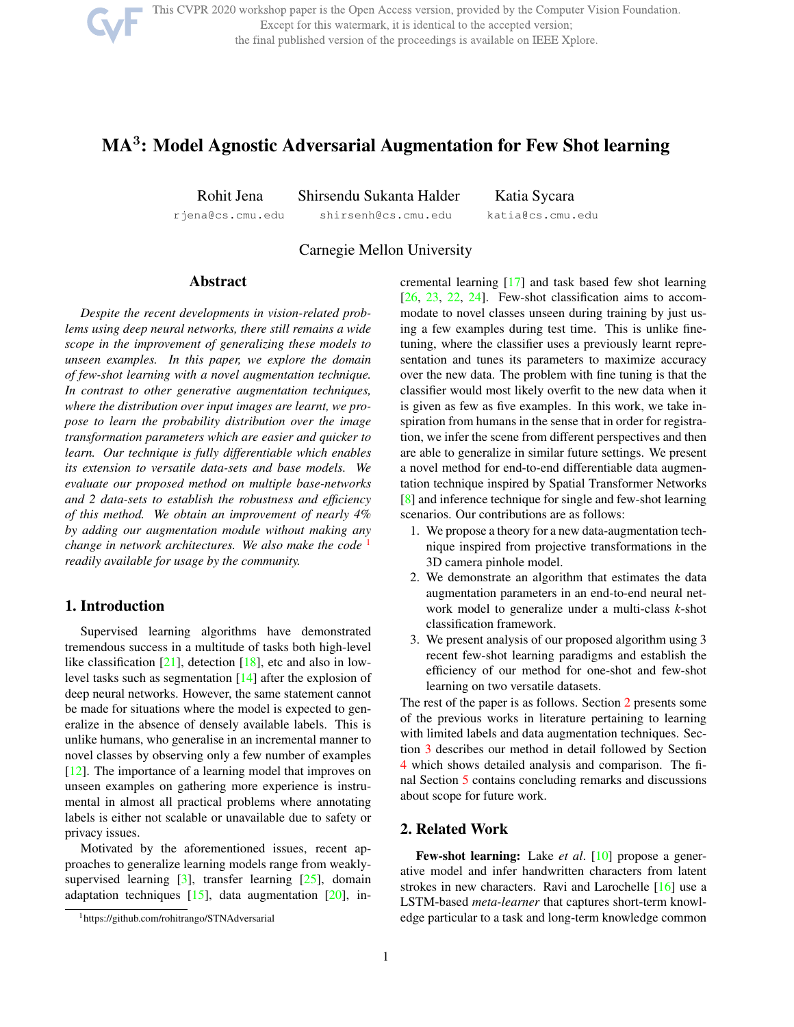# MA$^3$: Model Agnostic Adversarial Augmentation for Few Shot learning

Rohit Jena rjena@cs.cmu.edu

Shirsendu Sukanta Halder shirsenh@cs.cmu.edu

Katia Sycara katia@cs.cmu.edu

Carnegie Mellon University

## Abstract

*Despite the recent developments in vision-related problems using deep neural networks, there still remains a wide scope in the improvement of generalizing these models to unseen examples. In this paper, we explore the domain of few-shot learning with a novel augmentation technique. In contrast to other generative augmentation techniques, where the distribution over input images are learnt, we propose to learn the probability distribution over the image transformation parameters which are easier and quicker to learn. Our technique is fully differentiable which enables its extension to versatile data-sets and base models. We evaluate our proposed method on multiple base-networks and 2 data-sets to establish the robustness and efficiency of this method. We obtain an improvement of nearly 4% by adding our augmentation module without making any change in network architectures. We also make the code [1] readily available for usage by the community.*

## 1. Introduction

Supervised learning algorithms have demonstrated tremendous success in a multitude of tasks both high-level like classification [21], detection [18], etc and also in low-level tasks such as segmentation [14] after the explosion of deep neural networks. However, the same statement cannot be made for situations where the model is expected to generalize in the absence of densely available labels. This is unlike humans, who generalise in an incremental manner to novel classes by observing only a few number of examples [12]. The importance of a learning model that improves on unseen examples on gathering more experience is instrumental in almost all practical problems where annotating labels is either not scalable or unavailable due to safety or privacy issues.

Motivated by the aforementioned issues, recent approaches to generalize learning models range from weakly-supervised learning [3], transfer learning [25], domain adaptation techniques [15], data augmentation [20], incremental learning [17] and task based few shot learning [26, 23, 22, 24]. Few-shot classification aims to accommodate to novel classes unseen during training by just using a few examples during test time. This is unlike fine-tuning, where the classifier uses a previously learnt representation and tunes its parameters to maximize accuracy over the new data. The problem with fine tuning is that the classifier would most likely overfit to the new data when it is given as few as five examples. In this work, we take inspiration from humans in the sense that in order for registration, we infer the scene from different perspectives and then are able to generalize in similar future settings. We present a novel method for end-to-end differentiable data augmentation technique inspired by Spatial Transformer Networks [8] and inference technique for single and few-shot learning scenarios. Our contributions are as follows:

1. We propose a theory for a new data-augmentation technique inspired from projective transformations in the 3D camera pinhole model.
2. We demonstrate an algorithm that estimates the data augmentation parameters in an end-to-end neural network model to generalize under a multi-class $k$-shot classification framework.
3. We present analysis of our proposed algorithm using 3 recent few-shot learning paradigms and establish the efficiency of our method for one-shot and few-shot learning on two versatile datasets.

The rest of the paper is as follows. Section 2 presents some of the previous works in literature pertaining to learning with limited labels and data augmentation techniques. Section 3 describes our method in detail followed by Section 4 which shows detailed analysis and comparison. The final Section 5 contains concluding remarks and discussions about scope for future work.

## 2. Related Work

**Few-shot learning:** Lake *et al*. [10] propose a generative model and infer handwritten characters from latent strokes in new characters. Ravi and Larochelle [16] use a LSTM-based *meta-learner* that captures short-term knowledge particular to a task and long-term knowledge common

[1] https://github.com/rohitrango/STNAdversarial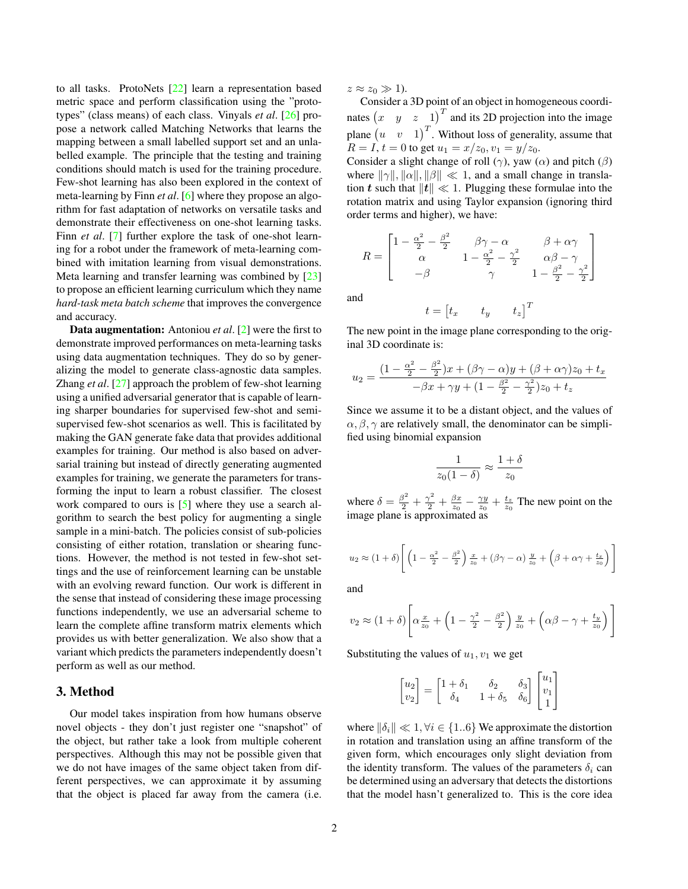to all tasks. ProtoNets [22] learn a representation based metric space and perform classification using the "prototypes" (class means) of each class. Vinyals *et al*. [26] propose a network called Matching Networks that learns the mapping between a small labelled support set and an unlabelled example. The principle that the testing and training conditions should match is used for the training procedure. Few-shot learning has also been explored in the context of meta-learning by Finn *et al*. [6] where they propose an algorithm for fast adaptation of networks on versatile tasks and demonstrate their effectiveness on one-shot learning tasks. Finn *et al*. [7] further explore the task of one-shot learning for a robot under the framework of meta-learning combined with imitation learning from visual demonstrations. Meta learning and transfer learning was combined by [23] to propose an efficient learning curriculum which they name *hard-task meta batch scheme* that improves the convergence and accuracy.

**Data augmentation:** Antoniou *et al*. [2] were the first to demonstrate improved performances on meta-learning tasks using data augmentation techniques. They do so by generalizing the model to generate class-agnostic data samples. Zhang *et al*. [27] approach the problem of few-shot learning using a unified adversarial generator that is capable of learning sharper boundaries for supervised few-shot and semi-supervised few-shot scenarios as well. This is facilitated by making the GAN generate fake data that provides additional examples for training. Our method is also based on adversarial training but instead of directly generating augmented examples for training, we generate the parameters for transforming the input to learn a robust classifier. The closest work compared to ours is [5] where they use a search algorithm to search the best policy for augmenting a single sample in a mini-batch. The policies consist of sub-policies consisting of either rotation, translation or shearing functions. However, the method is not tested in few-shot settings and the use of reinforcement learning can be unstable with an evolving reward function. Our work is different in the sense that instead of considering these image processing functions independently, we use an adversarial scheme to learn the complete affine transform matrix elements which provides us with better generalization. We also show that a variant which predicts the parameters independently doesn't perform as well as our method.

## 3. Method

Our model takes inspiration from how humans observe novel objects - they don't just register one "snapshot" of the object, but rather take a look from multiple coherent perspectives. Although this may not be possible given that we do not have images of the same object taken from different perspectives, we can approximate it by assuming that the object is placed far away from the camera (i.e. $z \approx z_0 \gg 1$).

Consider a 3D point of an object in homogeneous coordinates $\begin{pmatrix} x & y & z & 1 \end{pmatrix}^T$ and its 2D projection into the image plane $\begin{pmatrix} u & v & 1 \end{pmatrix}^T$. Without loss of generality, assume that $R = I$, $t = 0$ to get $u_1 = x/z_0, v_1 = y/z_0$.

Consider a slight change of roll ($\gamma$), yaw ($\alpha$) and pitch ($\beta$) where $\|\gamma\|, \|\alpha\|, \|\beta\| \ll 1$, and a small change in translation $\boldsymbol{t}$ such that $\|\boldsymbol{t}\| \ll 1$. Plugging these formulae into the rotation matrix and using Taylor expansion (ignoring third order terms and higher), we have:

$$R = \begin{bmatrix} 1 - \frac{\alpha^2}{2} - \frac{\beta^2}{2} & \beta\gamma - \alpha & \beta + \alpha\gamma \\ \alpha & 1 - \frac{\alpha^2}{2} - \frac{\gamma^2}{2} & \alpha\beta - \gamma \\ -\beta & \gamma & 1 - \frac{\beta^2}{2} - \frac{\gamma^2}{2} \end{bmatrix}$$

and

$$t = \begin{bmatrix} t_x & t_y & t_z \end{bmatrix}^T$$

The new point in the image plane corresponding to the original 3D coordinate is:

$$u_2 = \frac{(1 - \frac{\alpha^2}{2} - \frac{\beta^2}{2})x + (\beta\gamma - \alpha)y + (\beta + \alpha\gamma)z_0 + t_x}{-\beta x + \gamma y + (1 - \frac{\beta^2}{2} - \frac{\gamma^2}{2})z_0 + t_z}$$

Since we assume it to be a distant object, and the values of $\alpha, \beta, \gamma$ are relatively small, the denominator can be simplified using binomial expansion

$$\frac{1}{z_0(1-\delta)} \approx \frac{1+\delta}{z_0}$$

where $\delta = \frac{\beta^2}{2} + \frac{\gamma^2}{2} + \frac{\beta x}{z_0} - \frac{\gamma y}{z_0} + \frac{t_z}{z_0}$ The new point on the image plane is approximated as

$$u_2 \approx (1+\delta)\left[ \left(1 - \tfrac{\alpha^2}{2} - \tfrac{\beta^2}{2}\right)\tfrac{x}{z_0} + (\beta\gamma - \alpha)\tfrac{y}{z_0} + \left(\beta + \alpha\gamma + \tfrac{t_x}{z_0}\right) \right]$$

and

$$v_2 \approx (1+\delta)\left[ \alpha\tfrac{x}{z_0} + \left(1 - \tfrac{\gamma^2}{2} - \tfrac{\beta^2}{2}\right)\tfrac{y}{z_0} + \left(\alpha\beta - \gamma + \tfrac{t_y}{z_0}\right) \right]$$

Substituting the values of $u_1, v_1$ we get

$$\begin{bmatrix} u_2 \\ v_2 \end{bmatrix} = \begin{bmatrix} 1+\delta_1 & \delta_2 & \delta_3 \\ \delta_4 & 1+\delta_5 & \delta_6 \end{bmatrix} \begin{bmatrix} u_1 \\ v_1 \\ 1 \end{bmatrix}$$

where $\|\delta_i\| \ll 1, \forall i \in \{1..6\}$ We approximate the distortion in rotation and translation using an affine transform of the given form, which encourages only slight deviation from the identity transform. The values of the parameters $\delta_i$ can be determined using an adversary that detects the distortions that the model hasn't generalized to. This is the core idea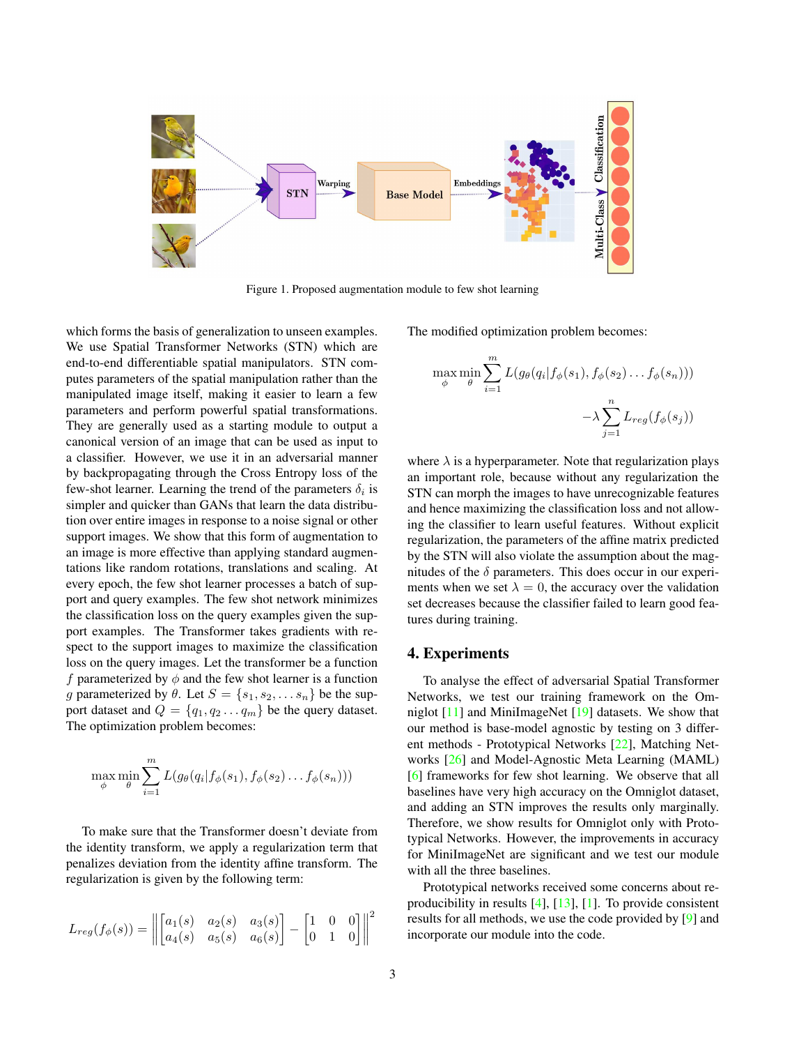Figure 1. Proposed augmentation module to few shot learning

which forms the basis of generalization to unseen examples. We use Spatial Transformer Networks (STN) which are end-to-end differentiable spatial manipulators. STN computes parameters of the spatial manipulation rather than the manipulated image itself, making it easier to learn a few parameters and perform powerful spatial transformations. They are generally used as a starting module to output a canonical version of an image that can be used as input to a classifier. However, we use it in an adversarial manner by backpropagating through the Cross Entropy loss of the few-shot learner. Learning the trend of the parameters $\delta_i$ is simpler and quicker than GANs that learn the data distribution over entire images in response to a noise signal or other support images. We show that this form of augmentation to an image is more effective than applying standard augmentations like random rotations, translations and scaling. At every epoch, the few shot learner processes a batch of support and query examples. The few shot network minimizes the classification loss on the query examples given the support examples. The Transformer takes gradients with respect to the support images to maximize the classification loss on the query images. Let the transformer be a function $f$ parameterized by $\phi$ and the few shot learner is a function $g$ parameterized by $\theta$. Let $S = \{s_1, s_2, \ldots s_n\}$ be the support dataset and $Q = \{q_1, q_2 \ldots q_m\}$ be the query dataset. The optimization problem becomes:

$$\max_{\phi} \min_{\theta} \sum_{i=1}^{m} L(g_\theta(q_i | f_\phi(s_1), f_\phi(s_2) \ldots f_\phi(s_n)))$$

To make sure that the Transformer doesn't deviate from the identity transform, we apply a regularization term that penalizes deviation from the identity affine transform. The regularization is given by the following term:

$$L_{reg}(f_\phi(s)) = \left\| \begin{bmatrix} a_1(s) & a_2(s) & a_3(s) \\ a_4(s) & a_5(s) & a_6(s) \end{bmatrix} - \begin{bmatrix} 1 & 0 & 0 \\ 0 & 1 & 0 \end{bmatrix} \right\|^2$$

The modified optimization problem becomes:

$$\max_{\phi} \min_{\theta} \sum_{i=1}^{m} L(g_\theta(q_i | f_\phi(s_1), f_\phi(s_2) \ldots f_\phi(s_n))) - \lambda \sum_{j=1}^{n} L_{reg}(f_\phi(s_j))$$

where $\lambda$ is a hyperparameter. Note that regularization plays an important role, because without any regularization the STN can morph the images to have unrecognizable features and hence maximizing the classification loss and not allowing the classifier to learn useful features. Without explicit regularization, the parameters of the affine matrix predicted by the STN will also violate the assumption about the magnitudes of the $\delta$ parameters. This does occur in our experiments when we set $\lambda = 0$, the accuracy over the validation set decreases because the classifier failed to learn good features during training.

## 4. Experiments

To analyse the effect of adversarial Spatial Transformer Networks, we test our training framework on the Omniglot [11] and MiniImageNet [19] datasets. We show that our method is base-model agnostic by testing on 3 different methods - Prototypical Networks [22], Matching Networks [26] and Model-Agnostic Meta Learning (MAML) [6] frameworks for few shot learning. We observe that all baselines have very high accuracy on the Omniglot dataset, and adding an STN improves the results only marginally. Therefore, we show results for Omniglot only with Prototypical Networks. However, the improvements in accuracy for MiniImageNet are significant and we test our module with all the three baselines.

Prototypical networks received some concerns about reproducibility in results [4], [13], [1]. To provide consistent results for all methods, we use the code provided by [9] and incorporate our module into the code.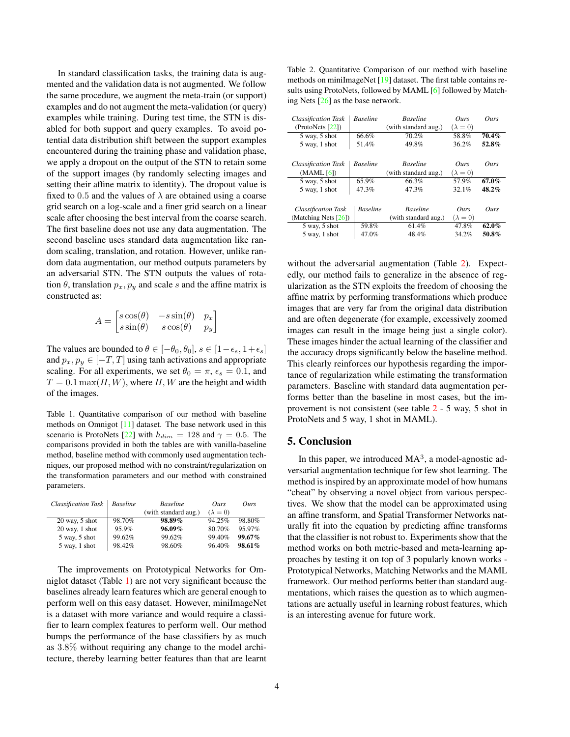In standard classification tasks, the training data is augmented and the validation data is not augmented. We follow the same procedure, we augment the meta-train (or support) examples and do not augment the meta-validation (or query) examples while training. During test time, the STN is disabled for both support and query examples. To avoid potential data distribution shift between the support examples encountered during the training phase and validation phase, we apply a dropout on the output of the STN to retain some of the support images (by randomly selecting images and setting their affine matrix to identity). The dropout value is fixed to 0.5 and the values of $\lambda$ are obtained using a coarse grid search on a log-scale and a finer grid search on a linear scale after choosing the best interval from the coarse search. The first baseline does not use any data augmentation. The second baseline uses standard data augmentation like random scaling, translation, and rotation. However, unlike random data augmentation, our method outputs parameters by an adversarial STN. The STN outputs the values of rotation $\theta$, translation $p_x, p_y$ and scale $s$ and the affine matrix is constructed as:

$$A = \begin{bmatrix} s\cos(\theta) & -s\sin(\theta) & p_x \\ s\sin(\theta) & s\cos(\theta) & p_y \end{bmatrix}$$

The values are bounded to $\theta \in [-\theta_0, \theta_0]$, $s \in [1-\epsilon_s, 1+\epsilon_s]$ and $p_x, p_y \in [-T, T]$ using tanh activations and appropriate scaling. For all experiments, we set $\theta_0 = \pi$, $\epsilon_s = 0.1$, and $T = 0.1\max(H, W)$, where $H, W$ are the height and width of the images.

Table 1. Quantitative comparison of our method with baseline methods on Omnigot [11] dataset. The base network used in this scenario is ProtoNets [22] with $h_{dim} = 128$ and $\gamma = 0.5$. The comparisons provided in both the tables are with vanilla-baseline method, baseline method with commonly used augmentation techniques, our proposed method with no constraint/regularization on the transformation parameters and our method with constrained parameters.

| *Classification Task* | *Baseline* | *Baseline* (with standard aug.) | *Ours* ($\lambda = 0$) | *Ours* |
|---|---|---|---|---|
| 20 way, 5 shot | 98.70% | **98.89%** | 94.25% | 98.80% |
| 20 way, 1 shot | 95.9% | **96.09%** | 80.70% | 95.97% |
| 5 way, 5 shot | 99.62% | 99.62% | 99.40% | **99.67%** |
| 5 way, 1 shot | 98.42% | 98.60% | 96.40% | **98.61%** |

The improvements on Prototypical Networks for Omniglot dataset (Table 1) are not very significant because the baselines already learn features which are general enough to perform well on this easy dataset. However, miniImageNet is a dataset with more variance and would require a classifier to learn complex features to perform well. Our method bumps the performance of the base classifiers by as much as 3.8% without requiring any change to the model architecture, thereby learning better features than that are learnt without the adversarial augmentation (Table 2). Expectedly, our method fails to generalize in the absence of regularization as the STN exploits the freedom of choosing the affine matrix by performing transformations which produce images that are very far from the original data distribution and are often degenerate (for example, excessively zoomed images can result in the image being just a single color). These images hinder the actual learning of the classifier and the accuracy drops significantly below the baseline method. This clearly reinforces our hypothesis regarding the importance of regularization while estimating the transformation parameters. Baseline with standard data augmentation performs better than the baseline in most cases, but the improvement is not consistent (see table 2 - 5 way, 5 shot in ProtoNets and 5 way, 1 shot in MAML).

Table 2. Quantitative Comparison of our method with baseline methods on miniImageNet [19] dataset. The first table contains results using ProtoNets, followed by MAML [6] followed by Matching Nets [26] as the base network.

| *Classification Task* (ProtoNets [22]) | *Baseline* | *Baseline* (with standard aug.) | *Ours* ($\lambda = 0$) | *Ours* |
|---|---|---|---|---|
| 5 way, 5 shot | 66.6% | 70.2% | 58.8% | **70.4%** |
| 5 way, 1 shot | 51.4% | 49.8% | 36.2% | **52.8%** |

| *Classification Task* (MAML [6]) | *Baseline* | *Baseline* (with standard aug.) | *Ours* ($\lambda = 0$) | *Ours* |
|---|---|---|---|---|
| 5 way, 5 shot | 65.9% | 66.3% | 57.9% | **67.0%** |
| 5 way, 1 shot | 47.3% | 47.3% | 32.1% | **48.2%** |

| *Classification Task* (Matching Nets [26]) | *Baseline* | *Baseline* (with standard aug.) | *Ours* ($\lambda = 0$) | *Ours* |
|---|---|---|---|---|
| 5 way, 5 shot | 59.8% | 61.4% | 47.8% | **62.0%** |
| 5 way, 1 shot | 47.0% | 48.4% | 34.2% | **50.8%** |

## 5. Conclusion

In this paper, we introduced MA$^3$, a model-agnostic adversarial augmentation technique for few shot learning. The method is inspired by an approximate model of how humans "cheat" by observing a novel object from various perspectives. We show that the model can be approximated using an affine transform, and Spatial Transformer Networks naturally fit into the equation by predicting affine transforms that the classifier is not robust to. Experiments show that the method works on both metric-based and meta-learning approaches by testing it on top of 3 popularly known works - Prototypical Networks, Matching Networks and the MAML framework. Our method performs better than standard augmentations, which raises the question as to which augmentations are actually useful in learning robust features, which is an interesting avenue for future work.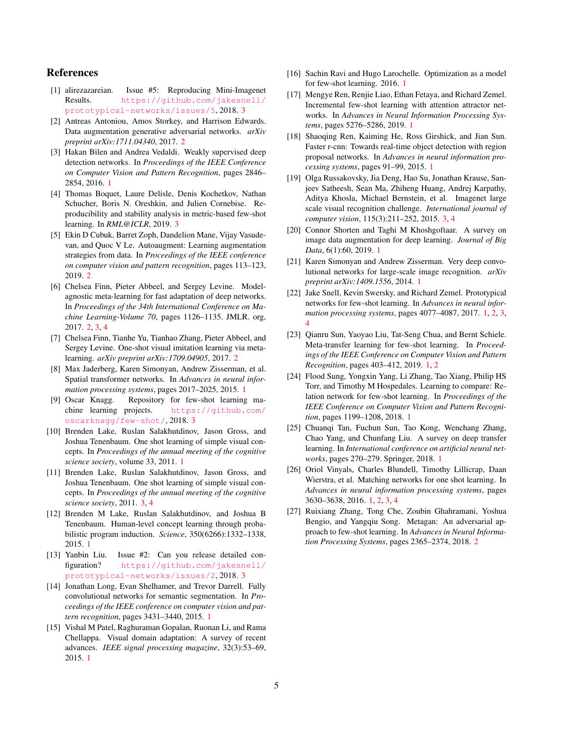## References

[1] alirezazareian. Issue #5: Reproducing Mini-Imagenet Results. https://github.com/jakesnell/prototypical-networks/issues/5, 2018. 3

[2] Antreas Antoniou, Amos Storkey, and Harrison Edwards. Data augmentation generative adversarial networks. *arXiv preprint arXiv:1711.04340*, 2017. 2

[3] Hakan Bilen and Andrea Vedaldi. Weakly supervised deep detection networks. In *Proceedings of the IEEE Conference on Computer Vision and Pattern Recognition*, pages 2846–2854, 2016. 1

[4] Thomas Boquet, Laure Delisle, Denis Kochetkov, Nathan Schucher, Boris N. Oreshkin, and Julien Cornebise. Reproducibility and stability analysis in metric-based few-shot learning. In *RML@ICLR*, 2019. 3

[5] Ekin D Cubuk, Barret Zoph, Dandelion Mane, Vijay Vasudevan, and Quoc V Le. Autoaugment: Learning augmentation strategies from data. In *Proceedings of the IEEE conference on computer vision and pattern recognition*, pages 113–123, 2019. 2

[6] Chelsea Finn, Pieter Abbeel, and Sergey Levine. Model-agnostic meta-learning for fast adaptation of deep networks. In *Proceedings of the 34th International Conference on Machine Learning-Volume 70*, pages 1126–1135. JMLR. org, 2017. 2, 3, 4

[7] Chelsea Finn, Tianhe Yu, Tianhao Zhang, Pieter Abbeel, and Sergey Levine. One-shot visual imitation learning via meta-learning. *arXiv preprint arXiv:1709.04905*, 2017. 2

[8] Max Jaderberg, Karen Simonyan, Andrew Zisserman, et al. Spatial transformer networks. In *Advances in neural information processing systems*, pages 2017–2025, 2015. 1

[9] Oscar Knagg. Repository for few-shot learning machine learning projects. https://github.com/oscarknagg/few-shot/, 2018. 3

[10] Brenden Lake, Ruslan Salakhutdinov, Jason Gross, and Joshua Tenenbaum. One shot learning of simple visual concepts. In *Proceedings of the annual meeting of the cognitive science society*, volume 33, 2011. 1

[11] Brenden Lake, Ruslan Salakhutdinov, Jason Gross, and Joshua Tenenbaum. One shot learning of simple visual concepts. In *Proceedings of the annual meeting of the cognitive science society*, 2011. 3, 4

[12] Brenden M Lake, Ruslan Salakhutdinov, and Joshua B Tenenbaum. Human-level concept learning through probabilistic program induction. *Science*, 350(6266):1332–1338, 2015. 1

[13] Yanbin Liu. Issue #2: Can you release detailed configuration? https://github.com/jakesnell/prototypical-networks/issues/2, 2018. 3

[14] Jonathan Long, Evan Shelhamer, and Trevor Darrell. Fully convolutional networks for semantic segmentation. In *Proceedings of the IEEE conference on computer vision and pattern recognition*, pages 3431–3440, 2015. 1

[15] Vishal M Patel, Raghuraman Gopalan, Ruonan Li, and Rama Chellappa. Visual domain adaptation: A survey of recent advances. *IEEE signal processing magazine*, 32(3):53–69, 2015. 1

[16] Sachin Ravi and Hugo Larochelle. Optimization as a model for few-shot learning. 2016. 1

[17] Mengye Ren, Renjie Liao, Ethan Fetaya, and Richard Zemel. Incremental few-shot learning with attention attractor networks. In *Advances in Neural Information Processing Systems*, pages 5276–5286, 2019. 1

[18] Shaoqing Ren, Kaiming He, Ross Girshick, and Jian Sun. Faster r-cnn: Towards real-time object detection with region proposal networks. In *Advances in neural information processing systems*, pages 91–99, 2015. 1

[19] Olga Russakovsky, Jia Deng, Hao Su, Jonathan Krause, Sanjeev Satheesh, Sean Ma, Zhiheng Huang, Andrej Karpathy, Aditya Khosla, Michael Bernstein, et al. Imagenet large scale visual recognition challenge. *International journal of computer vision*, 115(3):211–252, 2015. 3, 4

[20] Connor Shorten and Taghi M Khoshgoftaar. A survey on image data augmentation for deep learning. *Journal of Big Data*, 6(1):60, 2019. 1

[21] Karen Simonyan and Andrew Zisserman. Very deep convolutional networks for large-scale image recognition. *arXiv preprint arXiv:1409.1556*, 2014. 1

[22] Jake Snell, Kevin Swersky, and Richard Zemel. Prototypical networks for few-shot learning. In *Advances in neural information processing systems*, pages 4077–4087, 2017. 1, 2, 3, 4

[23] Qianru Sun, Yaoyao Liu, Tat-Seng Chua, and Bernt Schiele. Meta-transfer learning for few-shot learning. In *Proceedings of the IEEE Conference on Computer Vision and Pattern Recognition*, pages 403–412, 2019. 1, 2

[24] Flood Sung, Yongxin Yang, Li Zhang, Tao Xiang, Philip HS Torr, and Timothy M Hospedales. Learning to compare: Relation network for few-shot learning. In *Proceedings of the IEEE Conference on Computer Vision and Pattern Recognition*, pages 1199–1208, 2018. 1

[25] Chuanqi Tan, Fuchun Sun, Tao Kong, Wenchang Zhang, Chao Yang, and Chunfang Liu. A survey on deep transfer learning. In *International conference on artificial neural networks*, pages 270–279. Springer, 2018. 1

[26] Oriol Vinyals, Charles Blundell, Timothy Lillicrap, Daan Wierstra, et al. Matching networks for one shot learning. In *Advances in neural information processing systems*, pages 3630–3638, 2016. 1, 2, 3, 4

[27] Ruixiang Zhang, Tong Che, Zoubin Ghahramani, Yoshua Bengio, and Yangqiu Song. Metagan: An adversarial approach to few-shot learning. In *Advances in Neural Information Processing Systems*, pages 2365–2374, 2018. 2